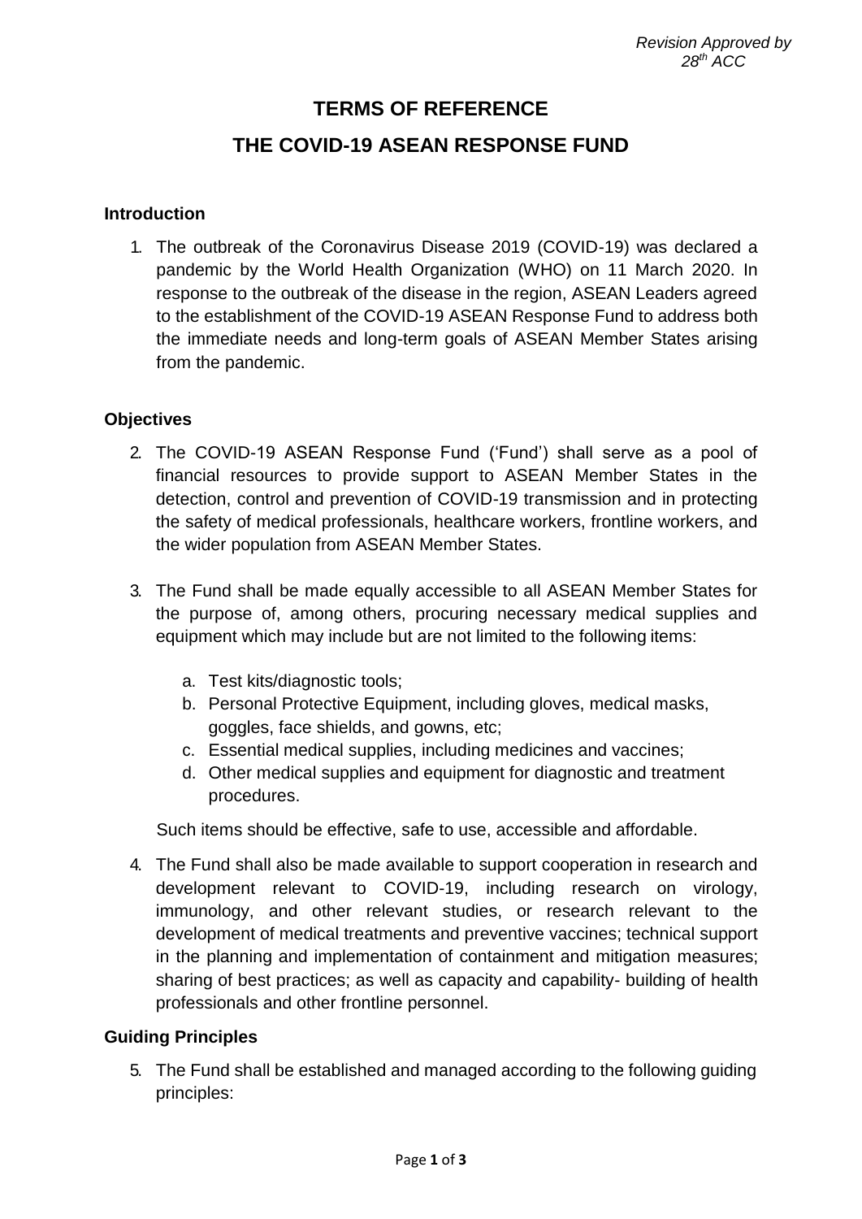*Revision Approved by 28th ACC*

# TERMS OF REFERENCE

# THE COVID-19 ASEAN RESPONSE FUND

## Introduction

1. The outbreak of the Coronavirus Disease 2019 (COVID-19) was declared a pandemic by the World Health Organization (WHO) on 11 March 2020. In response to the outbreak of the disease in the region, ASEAN Leaders agreed to the establishment of the COVID-19 ASEAN Response Fund to address both the immediate needs and long-term goals of ASEAN Member States arising from the pandemic.

## Objectives

2. The COVID-19 ASEAN Response Fund ('Fund') shall serve as a pool of financial resources to provide support to ASEAN Member States in the detection, control and prevention of COVID-19 transmission and in protecting the safety of medical professionals, healthcare workers, frontline workers, and the wider population from ASEAN Member States.

3. The Fund shall be made equally accessible to all ASEAN Member States for the purpose of, among others, procuring necessary medical supplies and equipment which may include but are not limited to the following items:

   a. Test kits/diagnostic tools;
   b. Personal Protective Equipment, including gloves, medical masks, goggles, face shields, and gowns, etc;
   c. Essential medical supplies, including medicines and vaccines;
   d. Other medical supplies and equipment for diagnostic and treatment procedures.

   Such items should be effective, safe to use, accessible and affordable.

4. The Fund shall also be made available to support cooperation in research and development relevant to COVID-19, including research on virology, immunology, and other relevant studies, or research relevant to the development of medical treatments and preventive vaccines; technical support in the planning and implementation of containment and mitigation measures; sharing of best practices; as well as capacity and capability- building of health professionals and other frontline personnel.

## Guiding Principles

5. The Fund shall be established and managed according to the following guiding principles: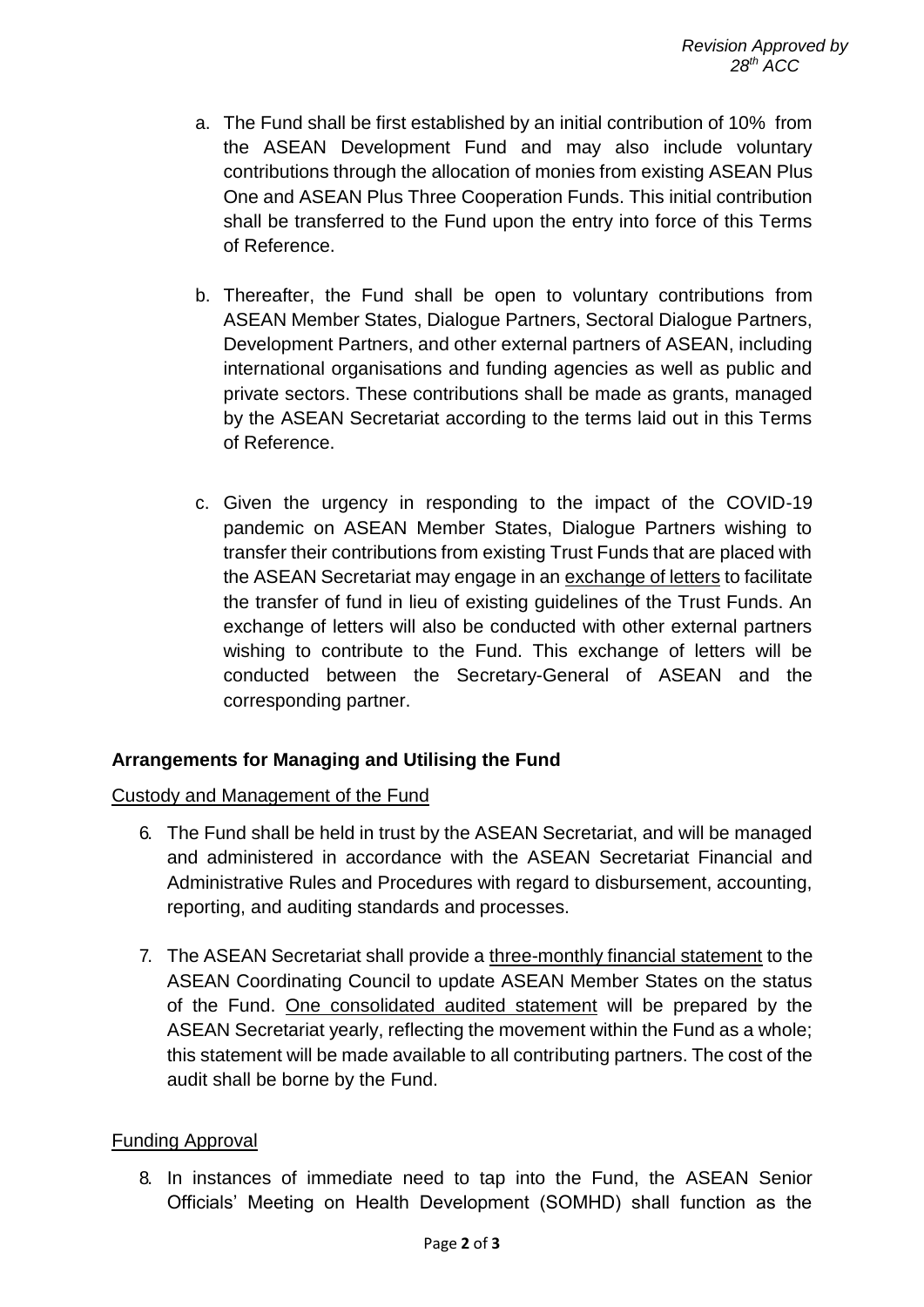*Revision Approved by 28th ACC*

a. The Fund shall be first established by an initial contribution of 10% from the ASEAN Development Fund and may also include voluntary contributions through the allocation of monies from existing ASEAN Plus One and ASEAN Plus Three Cooperation Funds. This initial contribution shall be transferred to the Fund upon the entry into force of this Terms of Reference.

b. Thereafter, the Fund shall be open to voluntary contributions from ASEAN Member States, Dialogue Partners, Sectoral Dialogue Partners, Development Partners, and other external partners of ASEAN, including international organisations and funding agencies as well as public and private sectors. These contributions shall be made as grants, managed by the ASEAN Secretariat according to the terms laid out in this Terms of Reference.

c. Given the urgency in responding to the impact of the COVID-19 pandemic on ASEAN Member States, Dialogue Partners wishing to transfer their contributions from existing Trust Funds that are placed with the ASEAN Secretariat may engage in an <u>exchange of letters</u> to facilitate the transfer of fund in lieu of existing guidelines of the Trust Funds. An exchange of letters will also be conducted with other external partners wishing to contribute to the Fund. This exchange of letters will be conducted between the Secretary-General of ASEAN and the corresponding partner.

**Arrangements for Managing and Utilising the Fund**

<u>Custody and Management of the Fund</u>

6. The Fund shall be held in trust by the ASEAN Secretariat, and will be managed and administered in accordance with the ASEAN Secretariat Financial and Administrative Rules and Procedures with regard to disbursement, accounting, reporting, and auditing standards and processes.

7. The ASEAN Secretariat shall provide a <u>three-monthly financial statement</u> to the ASEAN Coordinating Council to update ASEAN Member States on the status of the Fund. <u>One consolidated audited statement</u> will be prepared by the ASEAN Secretariat yearly, reflecting the movement within the Fund as a whole; this statement will be made available to all contributing partners. The cost of the audit shall be borne by the Fund.

<u>Funding Approval</u>

8. In instances of immediate need to tap into the Fund, the ASEAN Senior Officials' Meeting on Health Development (SOMHD) shall function as the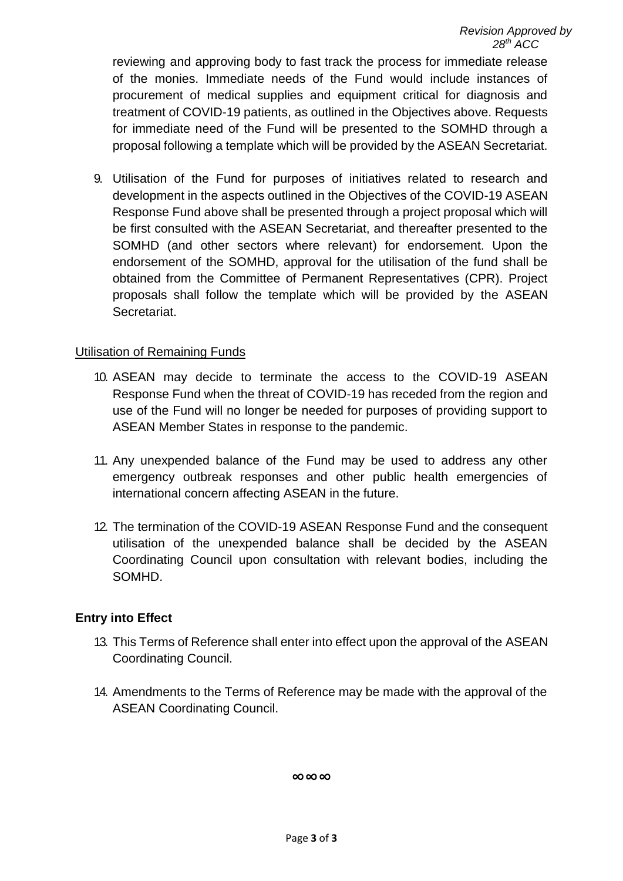reviewing and approving body to fast track the process for immediate release of the monies. Immediate needs of the Fund would include instances of procurement of medical supplies and equipment critical for diagnosis and treatment of COVID-19 patients, as outlined in the Objectives above. Requests for immediate need of the Fund will be presented to the SOMHD through a proposal following a template which will be provided by the ASEAN Secretariat.

9. Utilisation of the Fund for purposes of initiatives related to research and development in the aspects outlined in the Objectives of the COVID-19 ASEAN Response Fund above shall be presented through a project proposal which will be first consulted with the ASEAN Secretariat, and thereafter presented to the SOMHD (and other sectors where relevant) for endorsement. Upon the endorsement of the SOMHD, approval for the utilisation of the fund shall be obtained from the Committee of Permanent Representatives (CPR). Project proposals shall follow the template which will be provided by the ASEAN Secretariat.

Utilisation of Remaining Funds

10. ASEAN may decide to terminate the access to the COVID-19 ASEAN Response Fund when the threat of COVID-19 has receded from the region and use of the Fund will no longer be needed for purposes of providing support to ASEAN Member States in response to the pandemic.

11. Any unexpended balance of the Fund may be used to address any other emergency outbreak responses and other public health emergencies of international concern affecting ASEAN in the future.

12. The termination of the COVID-19 ASEAN Response Fund and the consequent utilisation of the unexpended balance shall be decided by the ASEAN Coordinating Council upon consultation with relevant bodies, including the SOMHD.

## Entry into Effect

13. This Terms of Reference shall enter into effect upon the approval of the ASEAN Coordinating Council.

14. Amendments to the Terms of Reference may be made with the approval of the ASEAN Coordinating Council.

∞∞∞